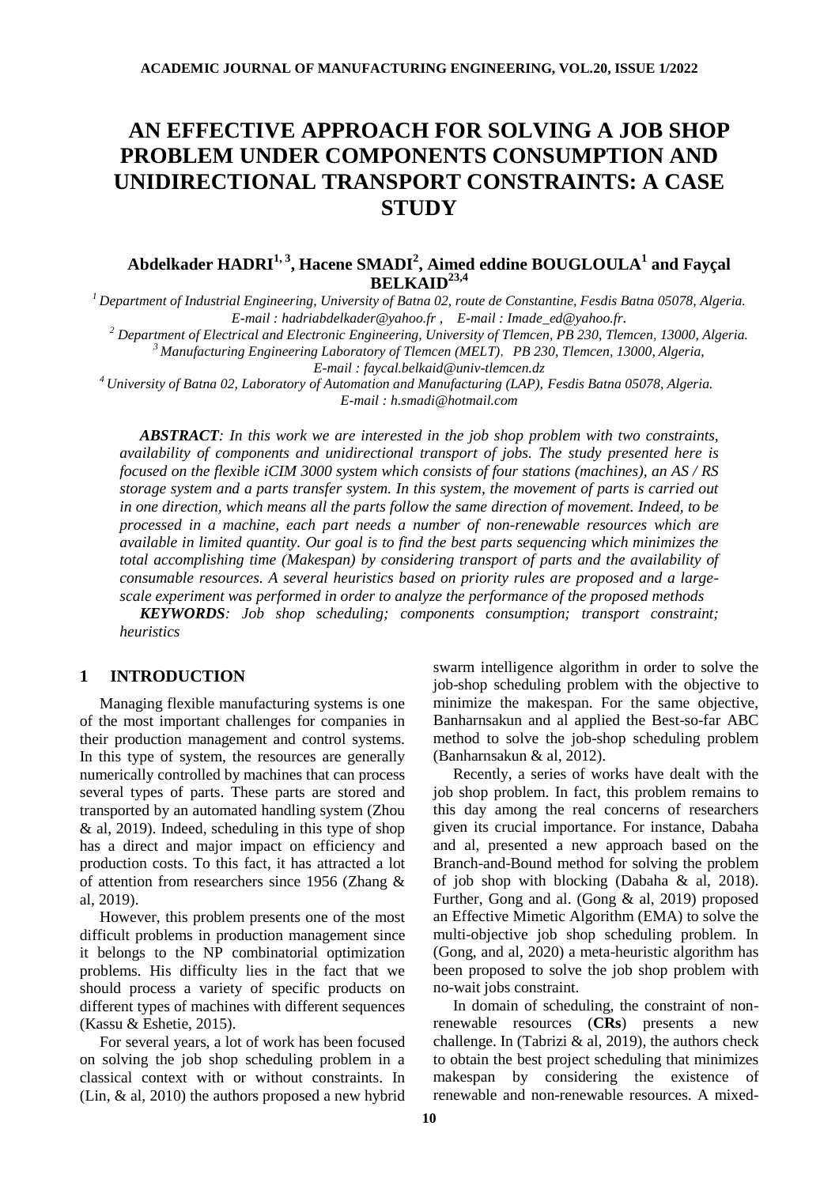# AN EFFECTIVE APPROACH FOR SOLVING A JOB SHOP PROBLEM UNDER COMPONENTS CONSUMPTION AND UNIDIRECTIONAL TRANSPORT CONSTRAINTS: A CASE STUDY

**Abdelkader HADRI[1, 3], Hacene SMADI[2], Aimed eddine BOUGLOULA[1] and Fayçal BELKAID[23,4]**

*[1] Department of Industrial Engineering, University of Batna 02, route de Constantine, Fesdis Batna 05078, Algeria. E-mail : hadriabdelkader@yahoo.fr , E-mail : Imade_ed@yahoo.fr.*

*[2] Department of Electrical and Electronic Engineering, University of Tlemcen, PB 230, Tlemcen, 13000, Algeria.*

*[3] Manufacturing Engineering Laboratory of Tlemcen (MELT), PB 230, Tlemcen, 13000, Algeria, E-mail : faycal.belkaid@univ-tlemcen.dz*

*[4] University of Batna 02, Laboratory of Automation and Manufacturing (LAP), Fesdis Batna 05078, Algeria. E-mail : h.smadi@hotmail.com*

***ABSTRACT****: In this work we are interested in the job shop problem with two constraints, availability of components and unidirectional transport of jobs. The study presented here is focused on the flexible iCIM 3000 system which consists of four stations (machines), an AS / RS storage system and a parts transfer system. In this system, the movement of parts is carried out in one direction, which means all the parts follow the same direction of movement. Indeed, to be processed in a machine, each part needs a number of non-renewable resources which are available in limited quantity. Our goal is to find the best parts sequencing which minimizes the total accomplishing time (Makespan) by considering transport of parts and the availability of consumable resources. A several heuristics based on priority rules are proposed and a large-scale experiment was performed in order to analyze the performance of the proposed methods*

***KEYWORDS****: Job shop scheduling; components consumption; transport constraint; heuristics*

## 1 INTRODUCTION

Managing flexible manufacturing systems is one of the most important challenges for companies in their production management and control systems. In this type of system, the resources are generally numerically controlled by machines that can process several types of parts. These parts are stored and transported by an automated handling system (Zhou & al, 2019). Indeed, scheduling in this type of shop has a direct and major impact on efficiency and production costs. To this fact, it has attracted a lot of attention from researchers since 1956 (Zhang & al, 2019).

However, this problem presents one of the most difficult problems in production management since it belongs to the NP combinatorial optimization problems. His difficulty lies in the fact that we should process a variety of specific products on different types of machines with different sequences (Kassu & Eshetie, 2015).

For several years, a lot of work has been focused on solving the job shop scheduling problem in a classical context with or without constraints. In (Lin, & al, 2010) the authors proposed a new hybrid swarm intelligence algorithm in order to solve the job-shop scheduling problem with the objective to minimize the makespan. For the same objective, Banharnsakun and al applied the Best-so-far ABC method to solve the job-shop scheduling problem (Banharnsakun & al, 2012).

Recently, a series of works have dealt with the job shop problem. In fact, this problem remains to this day among the real concerns of researchers given its crucial importance. For instance, Dabaha and al, presented a new approach based on the Branch-and-Bound method for solving the problem of job shop with blocking (Dabaha & al, 2018). Further, Gong and al. (Gong & al, 2019) proposed an Effective Mimetic Algorithm (EMA) to solve the multi-objective job shop scheduling problem. In (Gong, and al, 2020) a meta-heuristic algorithm has been proposed to solve the job shop problem with no-wait jobs constraint.

In domain of scheduling, the constraint of non-renewable resources (**CRs**) presents a new challenge. In (Tabrizi & al, 2019), the authors check to obtain the best project scheduling that minimizes makespan by considering the existence of renewable and non-renewable resources. A mixed-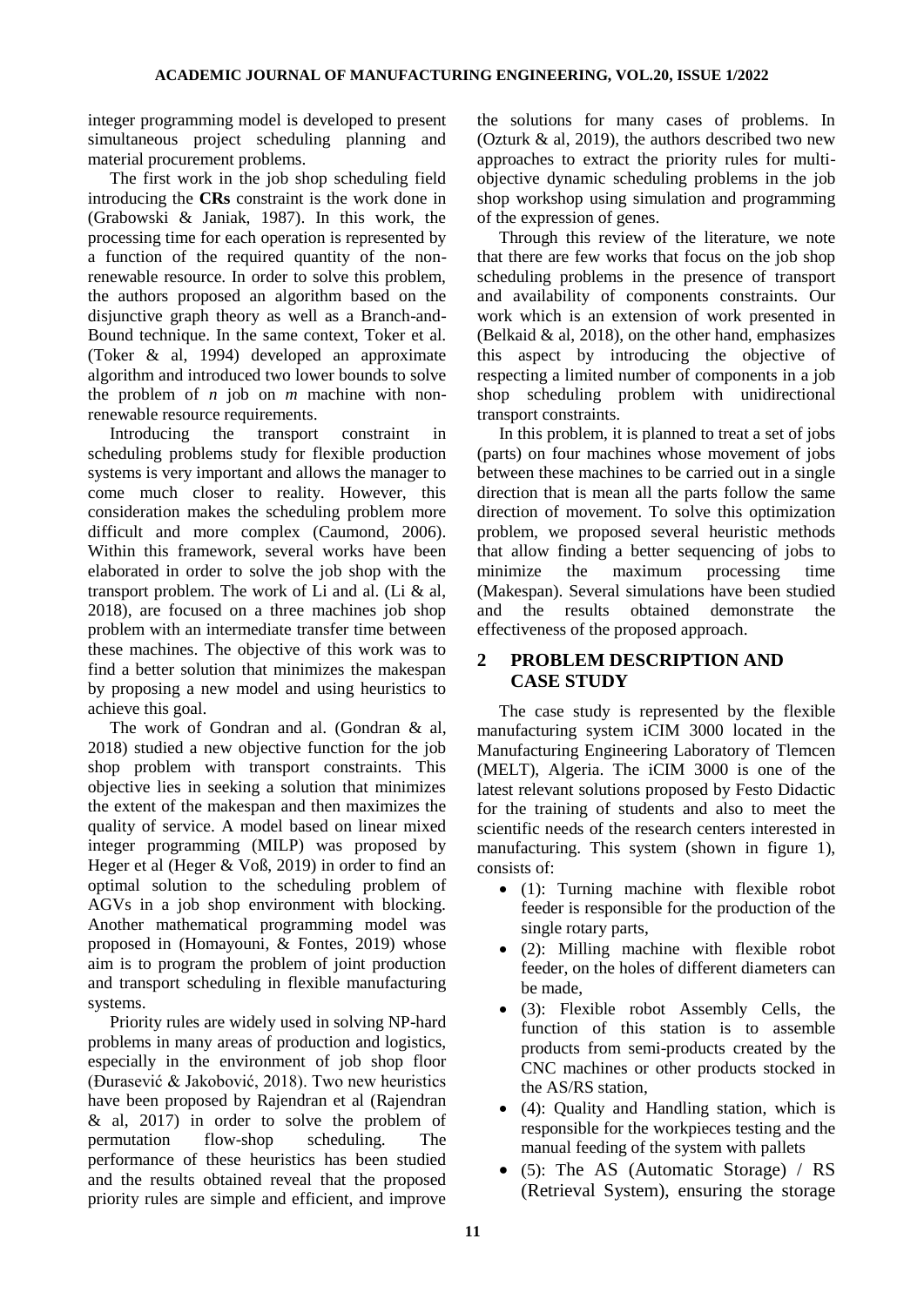integer programming model is developed to present simultaneous project scheduling planning and material procurement problems.

The first work in the job shop scheduling field introducing the **CRs** constraint is the work done in (Grabowski & Janiak, 1987). In this work, the processing time for each operation is represented by a function of the required quantity of the non-renewable resource. In order to solve this problem, the authors proposed an algorithm based on the disjunctive graph theory as well as a Branch-and-Bound technique. In the same context, Toker et al. (Toker & al, 1994) developed an approximate algorithm and introduced two lower bounds to solve the problem of *n* job on *m* machine with non-renewable resource requirements.

Introducing the transport constraint in scheduling problems study for flexible production systems is very important and allows the manager to come much closer to reality. However, this consideration makes the scheduling problem more difficult and more complex (Caumond, 2006). Within this framework, several works have been elaborated in order to solve the job shop with the transport problem. The work of Li and al. (Li & al, 2018), are focused on a three machines job shop problem with an intermediate transfer time between these machines. The objective of this work was to find a better solution that minimizes the makespan by proposing a new model and using heuristics to achieve this goal.

The work of Gondran and al. (Gondran & al, 2018) studied a new objective function for the job shop problem with transport constraints. This objective lies in seeking a solution that minimizes the extent of the makespan and then maximizes the quality of service. A model based on linear mixed integer programming (MILP) was proposed by Heger et al (Heger & Voß, 2019) in order to find an optimal solution to the scheduling problem of AGVs in a job shop environment with blocking. Another mathematical programming model was proposed in (Homayouni, & Fontes, 2019) whose aim is to program the problem of joint production and transport scheduling in flexible manufacturing systems.

Priority rules are widely used in solving NP-hard problems in many areas of production and logistics, especially in the environment of job shop floor (Đurasević & Jakobović, 2018). Two new heuristics have been proposed by Rajendran et al (Rajendran & al, 2017) in order to solve the problem of permutation flow-shop scheduling. The performance of these heuristics has been studied and the results obtained reveal that the proposed priority rules are simple and efficient, and improve the solutions for many cases of problems. In (Ozturk & al, 2019), the authors described two new approaches to extract the priority rules for multi-objective dynamic scheduling problems in the job shop workshop using simulation and programming of the expression of genes.

Through this review of the literature, we note that there are few works that focus on the job shop scheduling problems in the presence of transport and availability of components constraints. Our work which is an extension of work presented in (Belkaid & al, 2018), on the other hand, emphasizes this aspect by introducing the objective of respecting a limited number of components in a job shop scheduling problem with unidirectional transport constraints.

In this problem, it is planned to treat a set of jobs (parts) on four machines whose movement of jobs between these machines to be carried out in a single direction that is mean all the parts follow the same direction of movement. To solve this optimization problem, we proposed several heuristic methods that allow finding a better sequencing of jobs to minimize the maximum processing time (Makespan). Several simulations have been studied and the results obtained demonstrate the effectiveness of the proposed approach.

## 2 PROBLEM DESCRIPTION AND CASE STUDY

The case study is represented by the flexible manufacturing system iCIM 3000 located in the Manufacturing Engineering Laboratory of Tlemcen (MELT), Algeria. The iCIM 3000 is one of the latest relevant solutions proposed by Festo Didactic for the training of students and also to meet the scientific needs of the research centers interested in manufacturing. This system (shown in figure 1), consists of:

- (1): Turning machine with flexible robot feeder is responsible for the production of the single rotary parts,
- (2): Milling machine with flexible robot feeder, on the holes of different diameters can be made,
- (3): Flexible robot Assembly Cells, the function of this station is to assemble products from semi-products created by the CNC machines or other products stocked in the AS/RS station,
- (4): Quality and Handling station, which is responsible for the workpieces testing and the manual feeding of the system with pallets
- (5): The AS (Automatic Storage) / RS (Retrieval System), ensuring the storage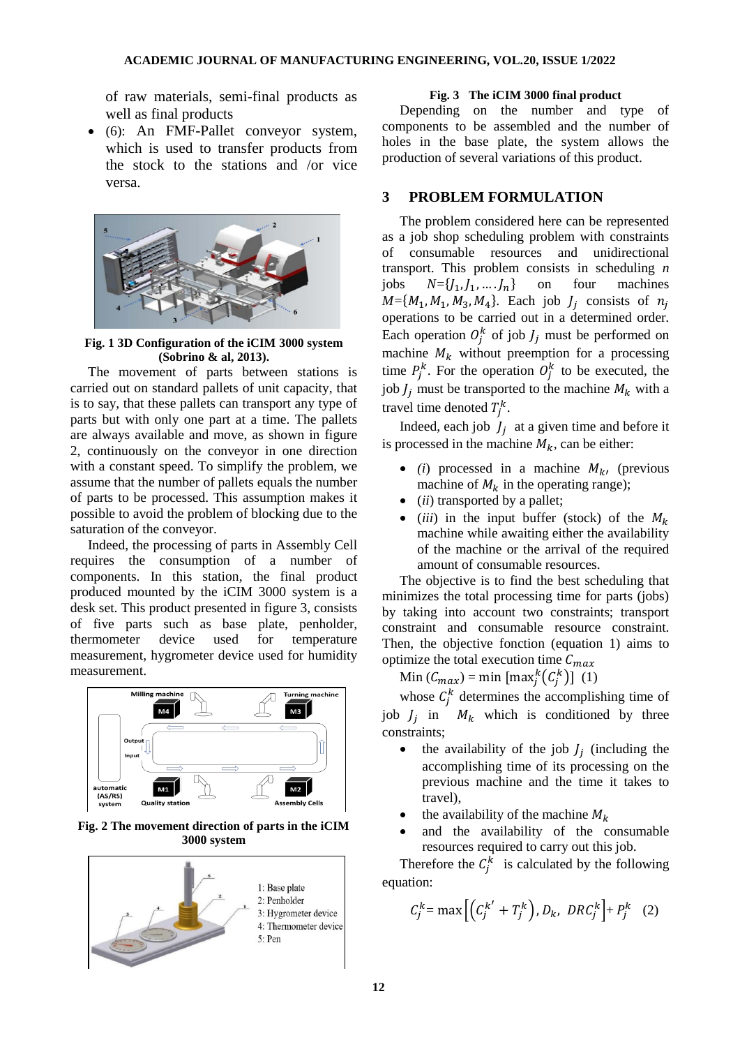of raw materials, semi-final products as well as final products

- (6): An FMF-Pallet conveyor system, which is used to transfer products from the stock to the stations and /or vice versa.

**Fig. 1 3D Configuration of the iCIM 3000 system (Sobrino & al, 2013).**

The movement of parts between stations is carried out on standard pallets of unit capacity, that is to say, that these pallets can transport any type of parts but with only one part at a time. The pallets are always available and move, as shown in figure 2, continuously on the conveyor in one direction with a constant speed. To simplify the problem, we assume that the number of pallets equals the number of parts to be processed. This assumption makes it possible to avoid the problem of blocking due to the saturation of the conveyor.

Indeed, the processing of parts in Assembly Cell requires the consumption of a number of components. In this station, the final product produced mounted by the iCIM 3000 system is a desk set. This product presented in figure 3, consists of five parts such as base plate, penholder, thermometer device used for temperature measurement, hygrometer device used for humidity measurement.

Milling machine
M4
Turning machine
M3
Output
Input
automatic (AS/RS) system
M1
Quality station
M2
Assembly Cells

**Fig. 2 The movement direction of parts in the iCIM 3000 system**

1: Base plate
2: Penholder
3: Hygrometer device
4: Thermometer device
5: Pen

**Fig. 3 The iCIM 3000 final product**

Depending on the number and type of components to be assembled and the number of holes in the base plate, the system allows the production of several variations of this product.

## 3 PROBLEM FORMULATION

The problem considered here can be represented as a job shop scheduling problem with constraints of consumable resources and unidirectional transport. This problem consists in scheduling $n$ jobs $N=\{J_1, J_1, \ldots. J_n\}$ on four machines $M=\{M_1, M_1, M_3, M_4\}$. Each job $J_j$ consists of $n_j$ operations to be carried out in a determined order. Each operation $O_j^k$ of job $J_j$ must be performed on machine $M_k$ without preemption for a processing time $P_j^k$. For the operation $O_j^k$ to be executed, the job $J_j$ must be transported to the machine $M_k$ with a travel time denoted $T_j^k$.

Indeed, each job $J_j$ at a given time and before it is processed in the machine $M_k$, can be either:

- *(i)* processed in a machine $M_{k\prime}$ (previous machine of $M_k$ in the operating range);
- (*ii*) transported by a pallet;
- (*iii*) in the input buffer (stock) of the $M_k$ machine while awaiting either the availability of the machine or the arrival of the required amount of consumable resources.

The objective is to find the best scheduling that minimizes the total processing time for parts (jobs) by taking into account two constraints; transport constraint and consumable resource constraint. Then, the objective fonction (equation 1) aims to optimize the total execution time $C_{max}$

Min $(C_{max})$ = min $[\max_j^k(C_j^k)]$ (1)

whose $C_j^k$ determines the accomplishing time of job $J_j$ in $M_k$ which is conditioned by three constraints;

- the availability of the job $J_j$ (including the accomplishing time of its processing on the previous machine and the time it takes to travel),
- the availability of the machine $M_k$
- and the availability of the consumable resources required to carry out this job.

Therefore the $C_j^k$ is calculated by the following equation:

$$C_j^k = \max\left[\left(C_j^{k'} + T_j^k\right), D_k,\ DRC_j^k\right] + P_j^k \quad (2)$$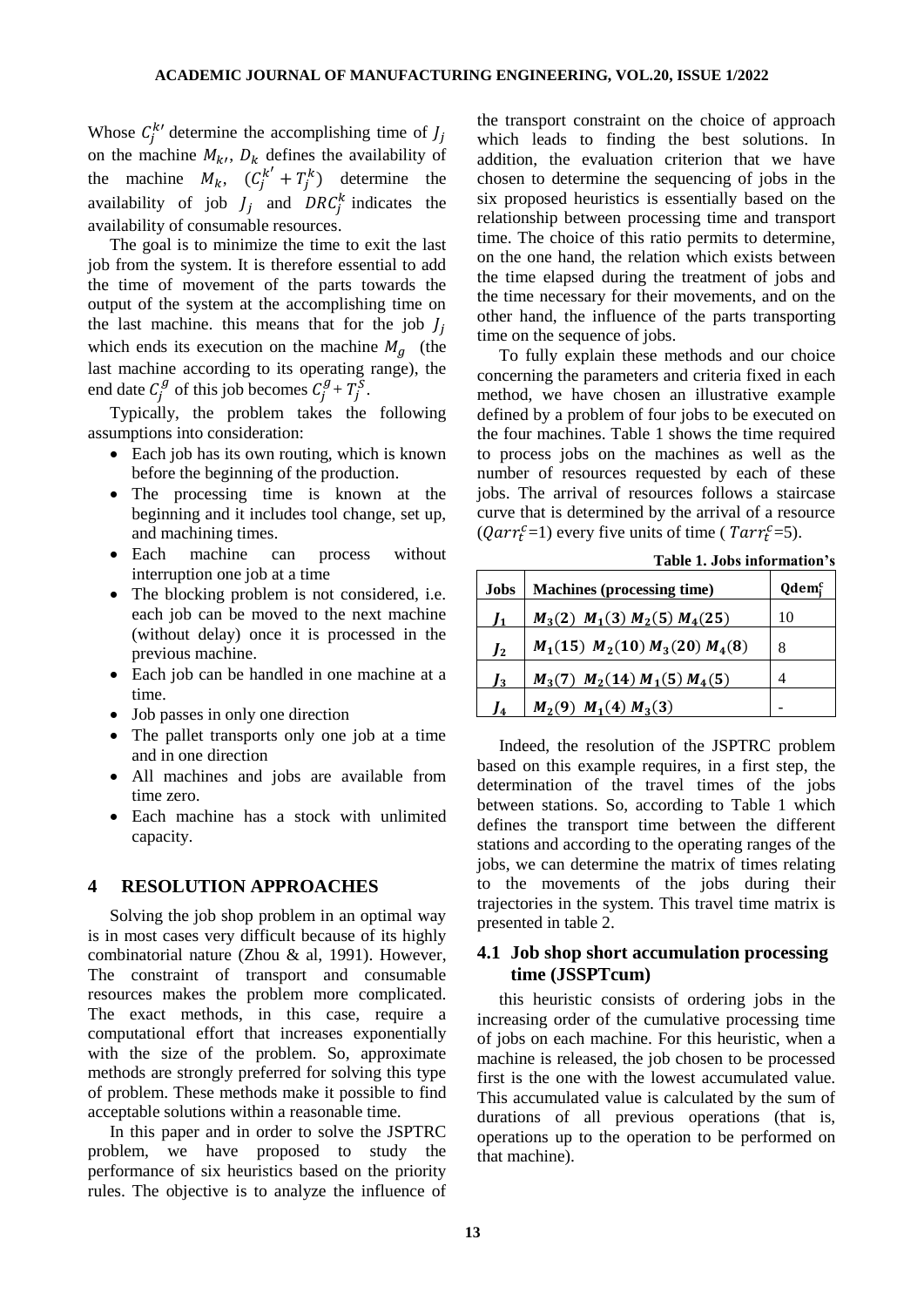Whose $C_j^{k'}$ determine the accomplishing time of $J_j$ on the machine $M_{k'}$, $D_k$ defines the availability of the machine $M_k$, $(C_j^{k'} + T_j^k)$ determine the availability of job $J_j$ and $DRC_j^k$ indicates the availability of consumable resources.

The goal is to minimize the time to exit the last job from the system. It is therefore essential to add the time of movement of the parts towards the output of the system at the accomplishing time on the last machine. this means that for the job $J_j$ which ends its execution on the machine $M_g$ (the last machine according to its operating range), the end date $C_j^g$ of this job becomes $C_j^g + T_j^S$.

Typically, the problem takes the following assumptions into consideration:

- Each job has its own routing, which is known before the beginning of the production.
- The processing time is known at the beginning and it includes tool change, set up, and machining times.
- Each machine can process without interruption one job at a time
- The blocking problem is not considered, i.e. each job can be moved to the next machine (without delay) once it is processed in the previous machine.
- Each job can be handled in one machine at a time.
- Job passes in only one direction
- The pallet transports only one job at a time and in one direction
- All machines and jobs are available from time zero.
- Each machine has a stock with unlimited capacity.

## 4 RESOLUTION APPROACHES

Solving the job shop problem in an optimal way is in most cases very difficult because of its highly combinatorial nature (Zhou & al, 1991). However, The constraint of transport and consumable resources makes the problem more complicated. The exact methods, in this case, require a computational effort that increases exponentially with the size of the problem. So, approximate methods are strongly preferred for solving this type of problem. These methods make it possible to find acceptable solutions within a reasonable time.

In this paper and in order to solve the JSPTRC problem, we have proposed to study the performance of six heuristics based on the priority rules. The objective is to analyze the influence of the transport constraint on the choice of approach which leads to finding the best solutions. In addition, the evaluation criterion that we have chosen to determine the sequencing of jobs in the six proposed heuristics is essentially based on the relationship between processing time and transport time. The choice of this ratio permits to determine, on the one hand, the relation which exists between the time elapsed during the treatment of jobs and the time necessary for their movements, and on the other hand, the influence of the parts transporting time on the sequence of jobs.

To fully explain these methods and our choice concerning the parameters and criteria fixed in each method, we have chosen an illustrative example defined by a problem of four jobs to be executed on the four machines. Table 1 shows the time required to process jobs on the machines as well as the number of resources requested by each of these jobs. The arrival of resources follows a staircase curve that is determined by the arrival of a resource ($Qarr_t^c$=1) every five units of time ( $Tarr_t^c$=5).

**Table 1. Jobs information's**

| Jobs | Machines (processing time) | $Qdem_j^c$ |
|---|---|---|
| $J_1$ | $M_3(2)$ $M_1(3)$ $M_2(5)$ $M_4(25)$ | 10 |
| $J_2$ | $M_1(15)$ $M_2(10)$ $M_3(20)$ $M_4(8)$ | 8 |
| $J_3$ | $M_3(7)$ $M_2(14)$ $M_1(5)$ $M_4(5)$ | 4 |
| $J_4$ | $M_2(9)$ $M_1(4)$ $M_3(3)$ | - |

Indeed, the resolution of the JSPTRC problem based on this example requires, in a first step, the determination of the travel times of the jobs between stations. So, according to Table 1 which defines the transport time between the different stations and according to the operating ranges of the jobs, we can determine the matrix of times relating to the movements of the jobs during their trajectories in the system. This travel time matrix is presented in table 2.

### 4.1 Job shop short accumulation processing time (JSSPTcum)

this heuristic consists of ordering jobs in the increasing order of the cumulative processing time of jobs on each machine. For this heuristic, when a machine is released, the job chosen to be processed first is the one with the lowest accumulated value. This accumulated value is calculated by the sum of durations of all previous operations (that is, operations up to the operation to be performed on that machine).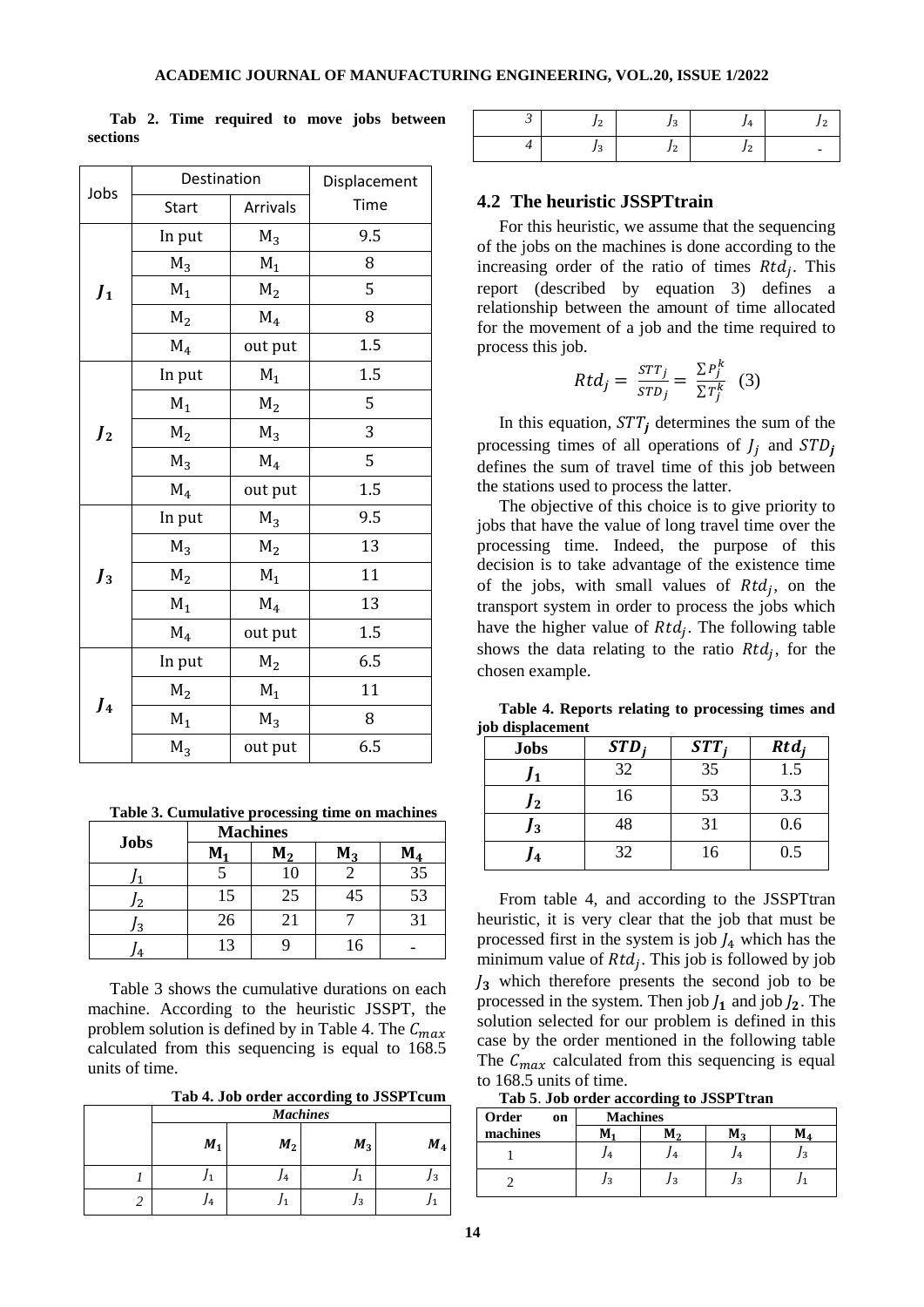**Tab 2. Time required to move jobs between sections**

| Jobs | Destination | | Displacement Time |
|---|---|---|---|
| | Start | Arrivals | |
| $J_1$ | In put | $M_3$ | 9.5 |
| | $M_3$ | $M_1$ | 8 |
| | $M_1$ | $M_2$ | 5 |
| | $M_2$ | $M_4$ | 8 |
| | $M_4$ | out put | 1.5 |
| $J_2$ | In put | $M_1$ | 1.5 |
| | $M_1$ | $M_2$ | 5 |
| | $M_2$ | $M_3$ | 3 |
| | $M_3$ | $M_4$ | 5 |
| | $M_4$ | out put | 1.5 |
| $J_3$ | In put | $M_3$ | 9.5 |
| | $M_3$ | $M_2$ | 13 |
| | $M_2$ | $M_1$ | 11 |
| | $M_1$ | $M_4$ | 13 |
| | $M_4$ | out put | 1.5 |
| $J_4$ | In put | $M_2$ | 6.5 |
| | $M_2$ | $M_1$ | 11 |
| | $M_1$ | $M_3$ | 8 |
| | $M_3$ | out put | 6.5 |

**Table 3. Cumulative processing time on machines**

| Jobs | Machines | | | |
|---|---|---|---|---|
| | $M_1$ | $M_2$ | $M_3$ | $M_4$ |
| $J_1$ | 5 | 10 | 2 | 35 |
| $J_2$ | 15 | 25 | 45 | 53 |
| $J_3$ | 26 | 21 | 7 | 31 |
| $J_4$ | 13 | 9 | 16 | - |

Table 3 shows the cumulative durations on each machine. According to the heuristic JSSPT, the problem solution is defined by in Table 4. The $C_{max}$ calculated from this sequencing is equal to 168.5 units of time.

**Tab 4. Job order according to JSSPTcum**

| | *Machines* | | | |
|---|---|---|---|---|
| | $M_1$ | $M_2$ | $M_3$ | $M_4$ |
| *1* | $J_1$ | $J_4$ | $J_1$ | $J_3$ |
| *2* | $J_4$ | $J_1$ | $J_3$ | $J_1$ |
| *3* | $J_2$ | $J_3$ | $J_4$ | $J_2$ |
| *4* | $J_3$ | $J_2$ | $J_2$ | - |

## 4.2 The heuristic JSSPTtrain

For this heuristic, we assume that the sequencing of the jobs on the machines is done according to the increasing order of the ratio of times $Rtd_j$. This report (described by equation 3) defines a relationship between the amount of time allocated for the movement of a job and the time required to process this job.

$$Rtd_j = \frac{STT_j}{STD_j} = \frac{\sum P_j^k}{\sum T_j^k} \quad (3)$$

In this equation, $STT_j$ determines the sum of the processing times of all operations of $J_j$ and $STD_j$ defines the sum of travel time of this job between the stations used to process the latter.

The objective of this choice is to give priority to jobs that have the value of long travel time over the processing time. Indeed, the purpose of this decision is to take advantage of the existence time of the jobs, with small values of $Rtd_j$, on the transport system in order to process the jobs which have the higher value of $Rtd_j$. The following table shows the data relating to the ratio $Rtd_j$, for the chosen example.

**Table 4. Reports relating to processing times and job displacement**

| Jobs | $STD_j$ | $STT_j$ | $Rtd_j$ |
|---|---|---|---|
| $J_1$ | 32 | 35 | 1.5 |
| $J_2$ | 16 | 53 | 3.3 |
| $J_3$ | 48 | 31 | 0.6 |
| $J_4$ | 32 | 16 | 0.5 |

From table 4, and according to the JSSPTtran heuristic, it is very clear that the job that must be processed first in the system is job $J_4$ which has the minimum value of $Rtd_j$. This job is followed by job $J_3$ which therefore presents the second job to be processed in the system. Then job $J_1$ and job $J_2$. The solution selected for our problem is defined in this case by the order mentioned in the following table The $C_{max}$ calculated from this sequencing is equal to 168.5 units of time.

**Tab 5. Job order according to JSSPTtran**

| Order on machines | Machines | | | |
|---|---|---|---|---|
| | $M_1$ | $M_2$ | $M_3$ | $M_4$ |
| 1 | $J_4$ | $J_4$ | $J_4$ | $J_3$ |
| 2 | $J_3$ | $J_3$ | $J_3$ | $J_1$ |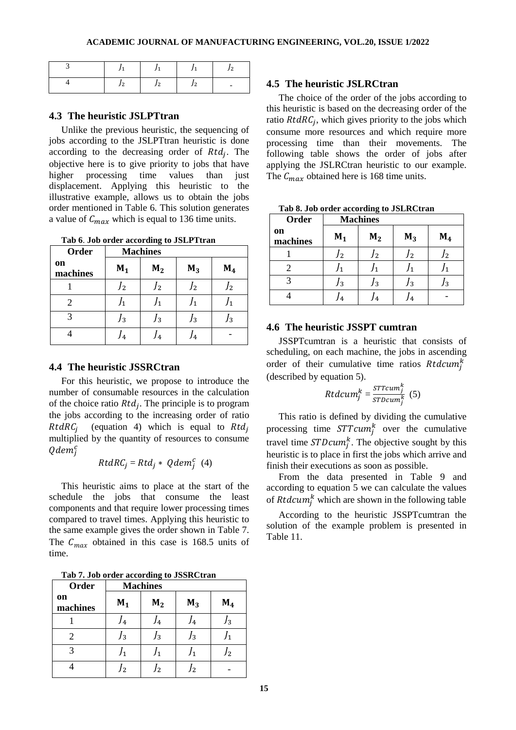| | | | | |
|---|---|---|---|---|
| 3 | $J_1$ | $J_1$ | $J_1$ | $J_2$ |
| 4 | $J_2$ | $J_2$ | $J_2$ | - |

### 4.3 The heuristic JSLPTtran

Unlike the previous heuristic, the sequencing of jobs according to the JSLPTtran heuristic is done according to the decreasing order of $Rtd_j$. The objective here is to give priority to jobs that have higher processing time values than just displacement. Applying this heuristic to the illustrative example, allows us to obtain the jobs order mentioned in Table 6. This solution generates a value of $C_{max}$ which is equal to 136 time units.

**Tab 6. Job order according to JSLPTtran**

| Order on machines | Machines | | | |
|---|---|---|---|---|
| | $M_1$ | $M_2$ | $M_3$ | $M_4$ |
| 1 | $J_2$ | $J_2$ | $J_2$ | $J_2$ |
| 2 | $J_1$ | $J_1$ | $J_1$ | $J_1$ |
| 3 | $J_3$ | $J_3$ | $J_3$ | $J_3$ |
| 4 | $J_4$ | $J_4$ | $J_4$ | - |

### 4.4 The heuristic JSSRCtran

For this heuristic, we propose to introduce the number of consumable resources in the calculation of the choice ratio $Rtd_j$. The principle is to program the jobs according to the increasing order of ratio $RtdRC_j$ (equation 4) which is equal to $Rtd_j$ multiplied by the quantity of resources to consume $Qdem_j^c$

$$RtdRC_j = Rtd_j * Qdem_j^c \quad (4)$$

This heuristic aims to place at the start of the schedule the jobs that consume the least components and that require lower processing times compared to travel times. Applying this heuristic to the same example gives the order shown in Table 7. The $C_{max}$ obtained in this case is 168.5 units of time.

**Tab 7. Job order according to JSSRCtran**

| Order on machines | Machines | | | |
|---|---|---|---|---|
| | $M_1$ | $M_2$ | $M_3$ | $M_4$ |
| 1 | $J_4$ | $J_4$ | $J_4$ | $J_3$ |
| 2 | $J_3$ | $J_3$ | $J_3$ | $J_1$ |
| 3 | $J_1$ | $J_1$ | $J_1$ | $J_2$ |
| 4 | $J_2$ | $J_2$ | $J_2$ | - |

### 4.5 The heuristic JSLRCtran

The choice of the order of the jobs according to this heuristic is based on the decreasing order of the ratio $RtdRC_j$, which gives priority to the jobs which consume more resources and which require more processing time than their movements. The following table shows the order of jobs after applying the JSLRCtran heuristic to our example. The $C_{max}$ obtained here is 168 time units.

**Tab 8. Job order according to JSLRCtran**

| Order on machines | Machines | | | |
|---|---|---|---|---|
| | $M_1$ | $M_2$ | $M_3$ | $M_4$ |
| 1 | $J_2$ | $J_2$ | $J_2$ | $J_2$ |
| 2 | $J_1$ | $J_1$ | $J_1$ | $J_1$ |
| 3 | $J_3$ | $J_3$ | $J_3$ | $J_3$ |
| 4 | $J_4$ | $J_4$ | $J_4$ | - |

### 4.6 The heuristic JSSPT cumtran

JSSPTcumtran is a heuristic that consists of scheduling, on each machine, the jobs in ascending order of their cumulative time ratios $Rtdcum_j^k$ (described by equation 5).

$$Rtdcum_j^k = \frac{STTcum_j^k}{STDcum_j^k} \quad (5)$$

This ratio is defined by dividing the cumulative processing time $STTcum_j^k$ over the cumulative travel time $STDcum_j^k$. The objective sought by this heuristic is to place in first the jobs which arrive and finish their executions as soon as possible.

From the data presented in Table 9 and according to equation 5 we can calculate the values of $Rtdcum_j^k$ which are shown in the following table

According to the heuristic JSSPTcumtran the solution of the example problem is presented in Table 11.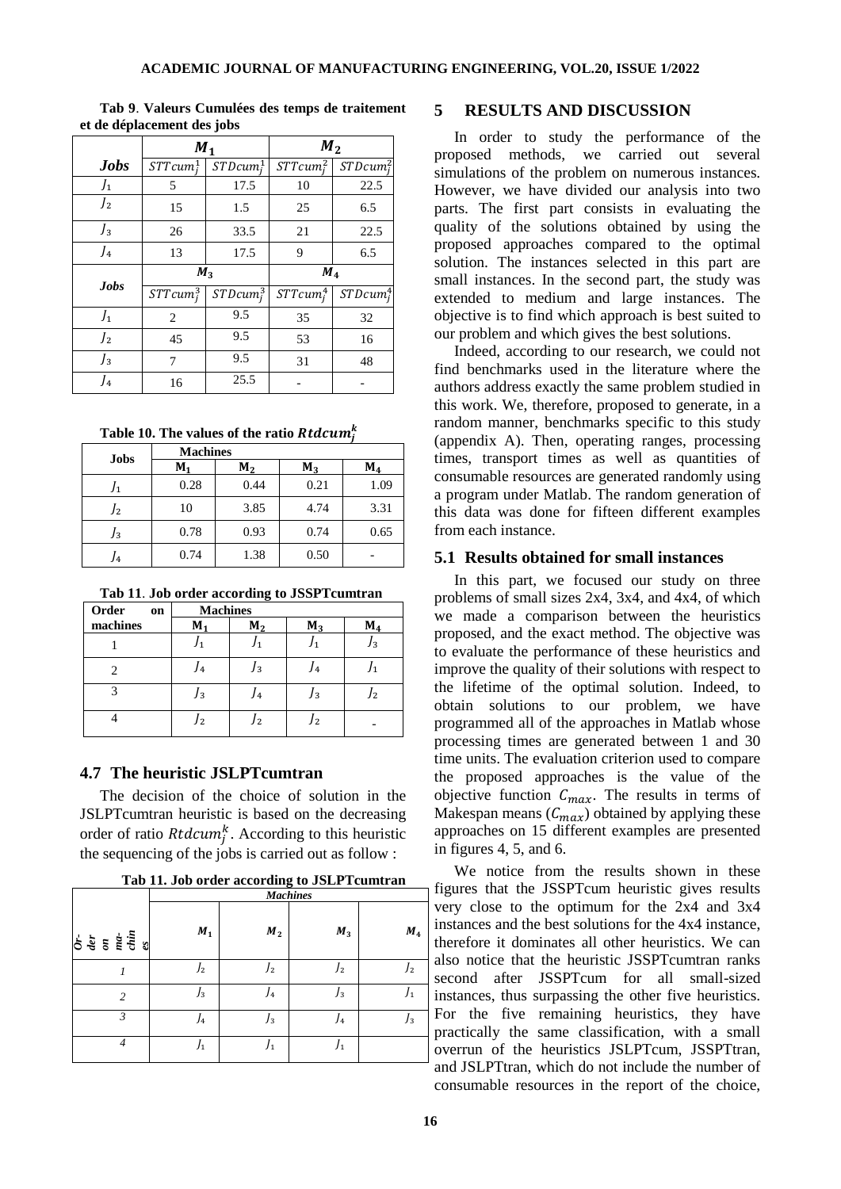**Tab 9**. **Valeurs Cumulées des temps de traitement et de déplacement des jobs**

| | $M_1$ | | $M_2$ | |
|---|---|---|---|---|
| ***Jobs*** | $STTcum_j^1$ | $STDcum_j^1$ | $STTcum_j^2$ | $STDcum_j^2$ |
| $J_1$ | 5 | 17.5 | 10 | 22.5 |
| $J_2$ | 15 | 1.5 | 25 | 6.5 |
| $J_3$ | 26 | 33.5 | 21 | 22.5 |
| $J_4$ | 13 | 17.5 | 9 | 6.5 |
| | $M_3$ | | $M_4$ | |
| ***Jobs*** | $STTcum_j^3$ | $STDcum_j^3$ | $STTcum_j^4$ | $STDcum_j^4$ |
| $J_1$ | 2 | 9.5 | 35 | 32 |
| $J_2$ | 45 | 9.5 | 53 | 16 |
| $J_3$ | 7 | 9.5 | 31 | 48 |
| $J_4$ | 16 | 25.5 | - | - |

**Table 10. The values of the ratio $Rtdcum_j^k$**

| Jobs | Machines | | | |
|---|---|---|---|---|
| | $M_1$ | $M_2$ | $M_3$ | $M_4$ |
| $J_1$ | 0.28 | 0.44 | 0.21 | 1.09 |
| $J_2$ | 10 | 3.85 | 4.74 | 3.31 |
| $J_3$ | 0.78 | 0.93 | 0.74 | 0.65 |
| $J_4$ | 0.74 | 1.38 | 0.50 | - |

**Tab 11**. **Job order according to JSSPTcumtran**

| Order on machines | Machines | | | |
|---|---|---|---|---|
| | $M_1$ | $M_2$ | $M_3$ | $M_4$ |
| 1 | $J_1$ | $J_1$ | $J_1$ | $J_3$ |
| 2 | $J_4$ | $J_3$ | $J_4$ | $J_1$ |
| 3 | $J_3$ | $J_4$ | $J_3$ | $J_2$ |
| 4 | $J_2$ | $J_2$ | $J_2$ | - |

## 4.7 The heuristic JSLPTcumtran

The decision of the choice of solution in the JSLPTcumtran heuristic is based on the decreasing order of ratio $Rtdcum_j^k$. According to this heuristic the sequencing of the jobs is carried out as follow :

**Tab 11. Job order according to JSLPTcumtran**

| | *Machines* | | | |
|---|---|---|---|---|
| *Order on machines* | $M_1$ | $M_2$ | $M_3$ | $M_4$ |
| *1* | $J_2$ | $J_2$ | $J_2$ | $J_2$ |
| *2* | $J_3$ | $J_4$ | $J_3$ | $J_1$ |
| *3* | $J_4$ | $J_3$ | $J_4$ | $J_3$ |
| *4* | $J_1$ | $J_1$ | $J_1$ | |

## 5 RESULTS AND DISCUSSION

In order to study the performance of the proposed methods, we carried out several simulations of the problem on numerous instances. However, we have divided our analysis into two parts. The first part consists in evaluating the quality of the solutions obtained by using the proposed approaches compared to the optimal solution. The instances selected in this part are small instances. In the second part, the study was extended to medium and large instances. The objective is to find which approach is best suited to our problem and which gives the best solutions.

Indeed, according to our research, we could not find benchmarks used in the literature where the authors address exactly the same problem studied in this work. We, therefore, proposed to generate, in a random manner, benchmarks specific to this study (appendix A). Then, operating ranges, processing times, transport times as well as quantities of consumable resources are generated randomly using a program under Matlab. The random generation of this data was done for fifteen different examples from each instance.

### 5.1 Results obtained for small instances

In this part, we focused our study on three problems of small sizes 2x4, 3x4, and 4x4, of which we made a comparison between the heuristics proposed, and the exact method. The objective was to evaluate the performance of these heuristics and improve the quality of their solutions with respect to the lifetime of the optimal solution. Indeed, to obtain solutions to our problem, we have programmed all of the approaches in Matlab whose processing times are generated between 1 and 30 time units. The evaluation criterion used to compare the proposed approaches is the value of the objective function $C_{max}$. The results in terms of Makespan means ($C_{max}$) obtained by applying these approaches on 15 different examples are presented in figures 4, 5, and 6.

We notice from the results shown in these figures that the JSSPTcum heuristic gives results very close to the optimum for the 2x4 and 3x4 instances and the best solutions for the 4x4 instance, therefore it dominates all other heuristics. We can also notice that the heuristic JSSPTcumtran ranks second after JSSPTcum for all small-sized instances, thus surpassing the other five heuristics. For the five remaining heuristics, they have practically the same classification, with a small overrun of the heuristics JSLPTcum, JSSPTtran, and JSLPTtran, which do not include the number of consumable resources in the report of the choice,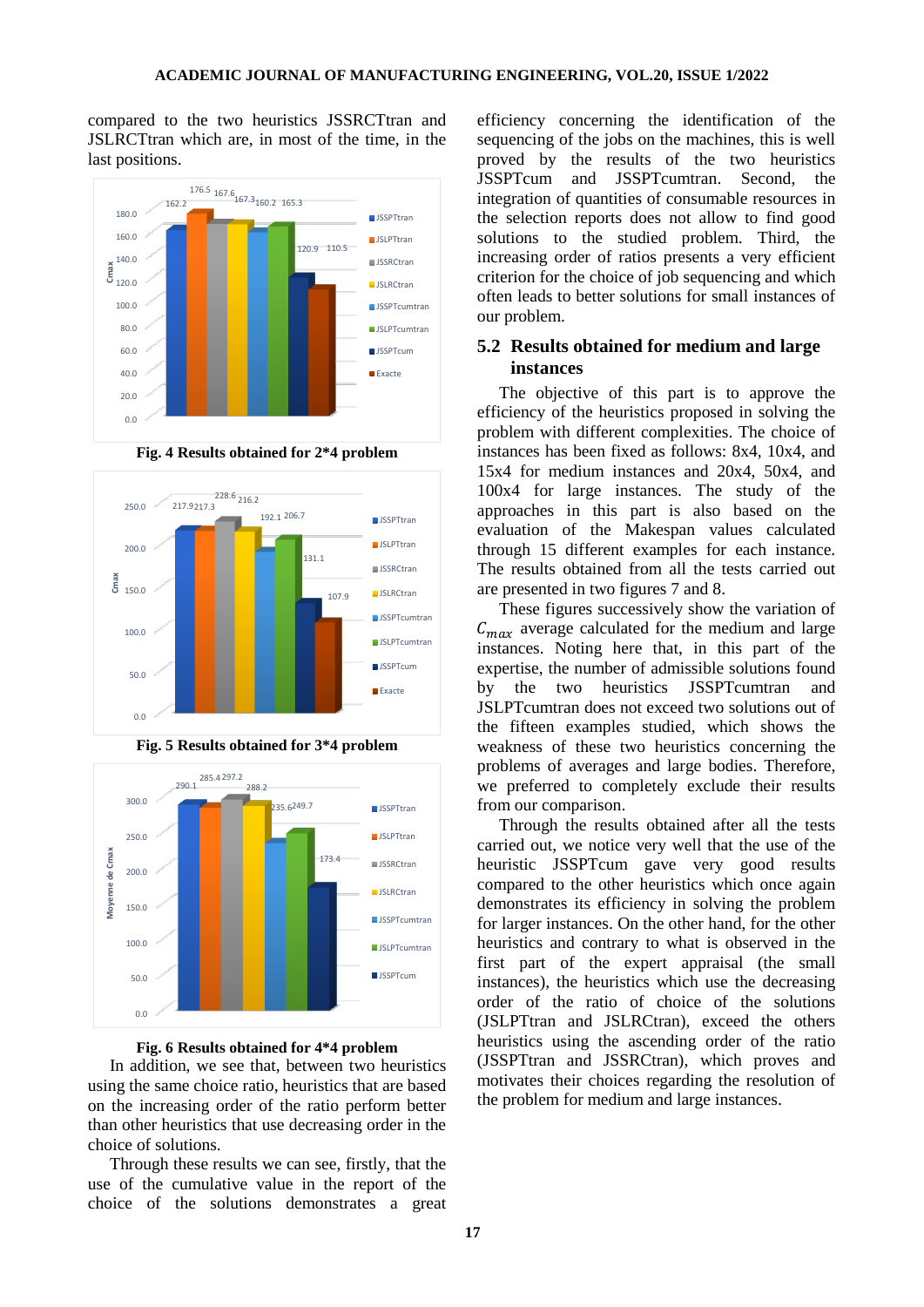compared to the two heuristics JSSRCTtran and JSLRCTtran which are, in most of the time, in the last positions.

176.5 167.6
162.2
167.3 160.2 165.3
180.0
160.0
140.0
120.0
100.0
80.0
60.0
40.0
20.0
0.0
Cmax
120.9 110.5
JSSPTtran
JSLPTtran
JSSRCtran
JSLRCtran
JSSPTcumtran
JSLPTcumtran
JSSPTcum
Exacte

**Fig. 4 Results obtained for 2*4 problem**

228.6 216.2
217.9 217.3
192.1 206.7
250.0
200.0
150.0
100.0
50.0
0.0
Cmax
131.1
107.9
JSSPTtran
JSLPTtran
JSSRCtran
JSLRCtran
JSSPTcumtran
JSLPTcumtran
JSSPTcum
Exacte

**Fig. 5 Results obtained for 3*4 problem**

285.4 297.2
290.1
288.2
235.6 249.7
300.0
250.0
200.0
150.0
100.0
50.0
0.0
Moyenne de Cmax
173.4
JSSPTtran
JSLPTtran
JSSRCtran
JSLRCtran
JSSPTcumtran
JSLPTcumtran
JSSPTcum

**Fig. 6 Results obtained for 4*4 problem**

In addition, we see that, between two heuristics using the same choice ratio, heuristics that are based on the increasing order of the ratio perform better than other heuristics that use decreasing order in the choice of solutions.

Through these results we can see, firstly, that the use of the cumulative value in the report of the choice of the solutions demonstrates a great efficiency concerning the identification of the sequencing of the jobs on the machines, this is well proved by the results of the two heuristics JSSPTcum and JSSPTcumtran. Second, the integration of quantities of consumable resources in the selection reports does not allow to find good solutions to the studied problem. Third, the increasing order of ratios presents a very efficient criterion for the choice of job sequencing and which often leads to better solutions for small instances of our problem.

## 5.2 Results obtained for medium and large instances

The objective of this part is to approve the efficiency of the heuristics proposed in solving the problem with different complexities. The choice of instances has been fixed as follows: 8x4, 10x4, and 15x4 for medium instances and 20x4, 50x4, and 100x4 for large instances. The study of the approaches in this part is also based on the evaluation of the Makespan values calculated through 15 different examples for each instance. The results obtained from all the tests carried out are presented in two figures 7 and 8.

These figures successively show the variation of $C_{max}$ average calculated for the medium and large instances. Noting here that, in this part of the expertise, the number of admissible solutions found by the two heuristics JSSPTcumtran and JSLPTcumtran does not exceed two solutions out of the fifteen examples studied, which shows the weakness of these two heuristics concerning the problems of averages and large bodies. Therefore, we preferred to completely exclude their results from our comparison.

Through the results obtained after all the tests carried out, we notice very well that the use of the heuristic JSSPTcum gave very good results compared to the other heuristics which once again demonstrates its efficiency in solving the problem for larger instances. On the other hand, for the other heuristics and contrary to what is observed in the first part of the expert appraisal (the small instances), the heuristics which use the decreasing order of the ratio of choice of the solutions (JSLPTtran and JSLRCtran), exceed the others heuristics using the ascending order of the ratio (JSSPTtran and JSSRCtran), which proves and motivates their choices regarding the resolution of the problem for medium and large instances.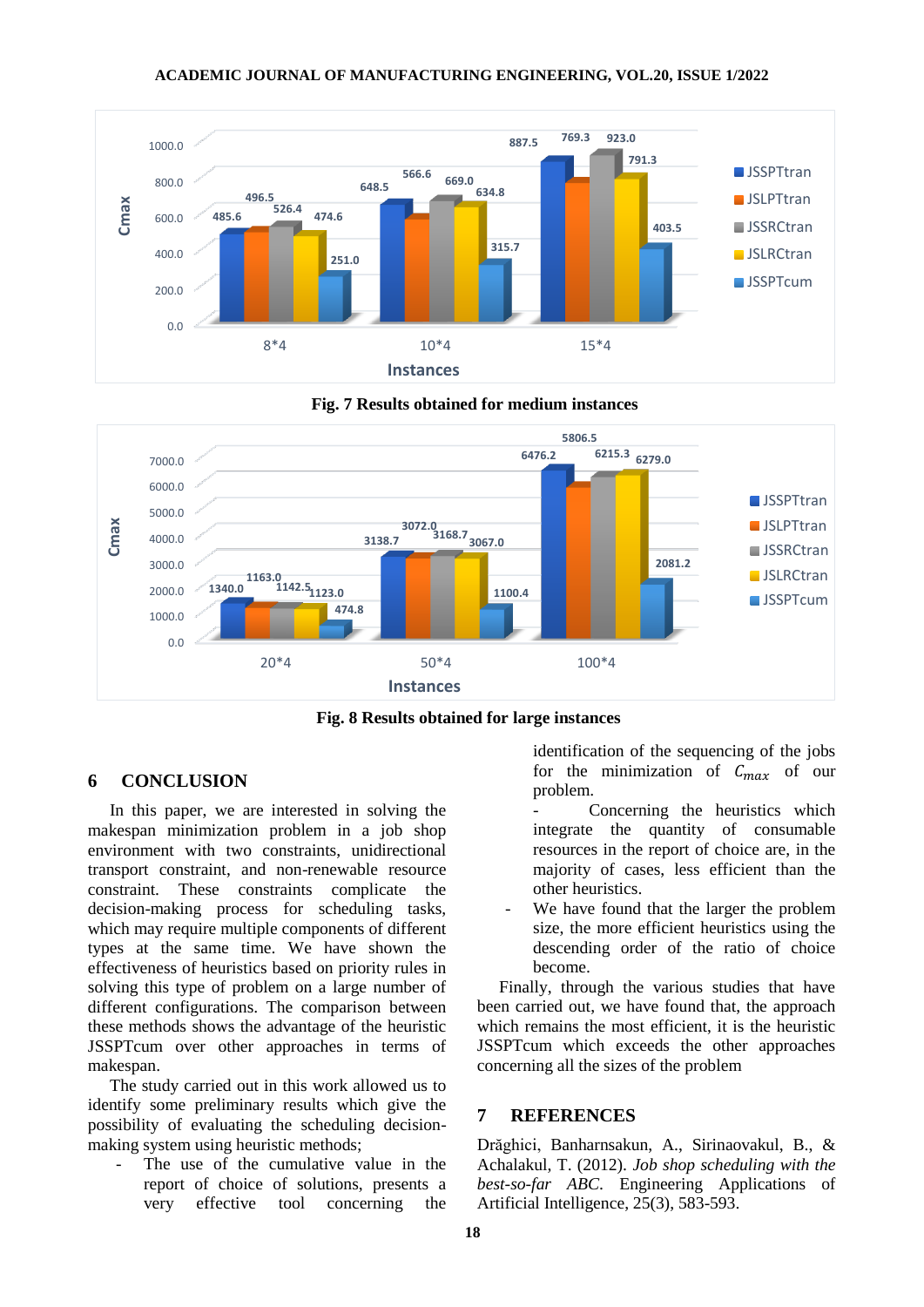Cmax

1000.0
800.0
600.0
400.0
200.0
0.0

485.6 496.5 526.4 474.6 251.0

648.5 566.6 669.0 634.8 315.7

887.5 769.3 923.0 791.3 403.5

8*4 10*4 15*4

Instances

JSSPTtran
JSLPTtran
JSSRCtran
JSLRCtran
JSSPTcum

**Fig. 7 Results obtained for medium instances**

Cmax

7000.0
6000.0
5000.0
4000.0
3000.0
2000.0
1000.0
0.0

1340.0 1163.0 1142.5 1123.0 474.8

3138.7 3072.0 3168.7 3067.0 1100.4

6476.2 5806.5 6215.3 6279.0 2081.2

20*4 50*4 100*4

Instances

JSSPTtran
JSLPTtran
JSSRCtran
JSLRCtran
JSSPTcum

**Fig. 8 Results obtained for large instances**

## 6 CONCLUSION

In this paper, we are interested in solving the makespan minimization problem in a job shop environment with two constraints, unidirectional transport constraint, and non-renewable resource constraint. These constraints complicate the decision-making process for scheduling tasks, which may require multiple components of different types at the same time. We have shown the effectiveness of heuristics based on priority rules in solving this type of problem on a large number of different configurations. The comparison between these methods shows the advantage of the heuristic JSSPTcum over other approaches in terms of makespan.

The study carried out in this work allowed us to identify some preliminary results which give the possibility of evaluating the scheduling decision-making system using heuristic methods;

- The use of the cumulative value in the report of choice of solutions, presents a very effective tool concerning the identification of the sequencing of the jobs for the minimization of $C_{max}$ of our problem.
- Concerning the heuristics which integrate the quantity of consumable resources in the report of choice are, in the majority of cases, less efficient than the other heuristics.
- We have found that the larger the problem size, the more efficient heuristics using the descending order of the ratio of choice become.

Finally, through the various studies that have been carried out, we have found that, the approach which remains the most efficient, it is the heuristic JSSPTcum which exceeds the other approaches concerning all the sizes of the problem

## 7 REFERENCES

Drăghici, Banharnsakun, A., Sirinaovakul, B., & Achalakul, T. (2012). *Job shop scheduling with the best-so-far ABC.* Engineering Applications of Artificial Intelligence, 25(3), 583-593.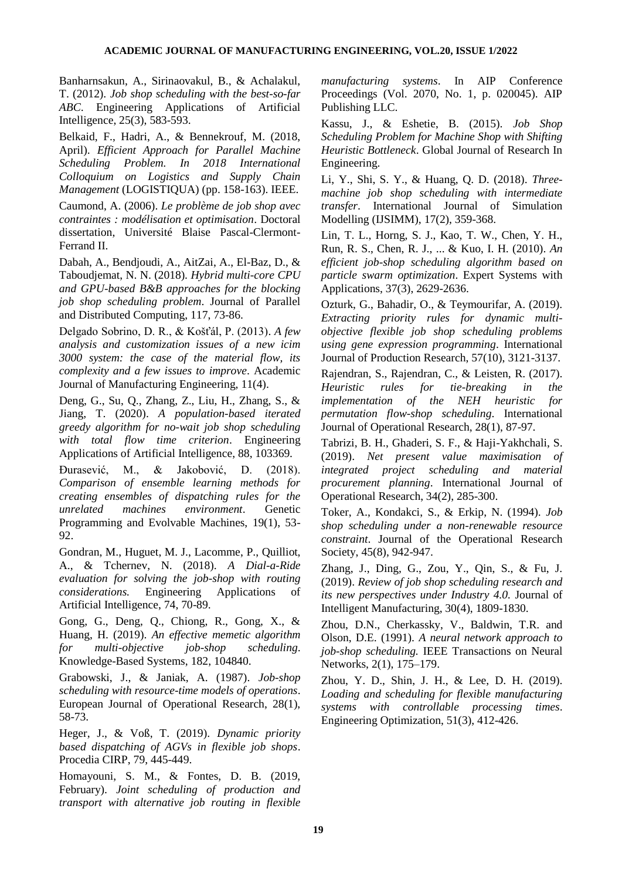Banharnsakun, A., Sirinaovakul, B., & Achalakul, T. (2012). *Job shop scheduling with the best-so-far ABC.* Engineering Applications of Artificial Intelligence, 25(3), 583-593.

Belkaid, F., Hadri, A., & Bennekrouf, M. (2018, April). *Efficient Approach for Parallel Machine Scheduling Problem. In 2018 International Colloquium on Logistics and Supply Chain Management* (LOGISTIQUA) (pp. 158-163). IEEE.

Caumond, A. (2006). *Le problème de job shop avec contraintes : modélisation et optimisation*. Doctoral dissertation, Université Blaise Pascal-Clermont-Ferrand II.

Dabah, A., Bendjoudi, A., AitZai, A., El-Baz, D., & Taboudjemat, N. N. (2018). *Hybrid multi-core CPU and GPU-based B&B approaches for the blocking job shop scheduling problem*. Journal of Parallel and Distributed Computing, 117, 73-86.

Delgado Sobrino, D. R., & Košťál, P. (2013). *A few analysis and customization issues of a new icim 3000 system: the case of the material flow, its complexity and a few issues to improve*. Academic Journal of Manufacturing Engineering, 11(4).

Deng, G., Su, Q., Zhang, Z., Liu, H., Zhang, S., & Jiang, T. (2020). *A population-based iterated greedy algorithm for no-wait job shop scheduling with total flow time criterion*. Engineering Applications of Artificial Intelligence, 88, 103369.

Đurasević, M., & Jakobović, D. (2018). *Comparison of ensemble learning methods for creating ensembles of dispatching rules for the unrelated machines environment*. Genetic Programming and Evolvable Machines, 19(1), 53-92.

Gondran, M., Huguet, M. J., Lacomme, P., Quilliot, A., & Tchernev, N. (2018). *A Dial-a-Ride evaluation for solving the job-shop with routing considerations.* Engineering Applications of Artificial Intelligence, 74, 70-89.

Gong, G., Deng, Q., Chiong, R., Gong, X., & Huang, H. (2019). *An effective memetic algorithm for multi-objective job-shop scheduling*. Knowledge-Based Systems, 182, 104840.

Grabowski, J., & Janiak, A. (1987). *Job-shop scheduling with resource-time models of operations*. European Journal of Operational Research, 28(1), 58-73.

Heger, J., & Voß, T. (2019). *Dynamic priority based dispatching of AGVs in flexible job shops*. Procedia CIRP, 79, 445-449.

Homayouni, S. M., & Fontes, D. B. (2019, February). *Joint scheduling of production and transport with alternative job routing in flexible manufacturing systems*. In AIP Conference Proceedings (Vol. 2070, No. 1, p. 020045). AIP Publishing LLC.

Kassu, J., & Eshetie, B. (2015). *Job Shop Scheduling Problem for Machine Shop with Shifting Heuristic Bottleneck*. Global Journal of Research In Engineering.

Li, Y., Shi, S. Y., & Huang, Q. D. (2018). *Three-machine job shop scheduling with intermediate transfer*. International Journal of Simulation Modelling (IJSIMM), 17(2), 359-368.

Lin, T. L., Horng, S. J., Kao, T. W., Chen, Y. H., Run, R. S., Chen, R. J., ... & Kuo, I. H. (2010). *An efficient job-shop scheduling algorithm based on particle swarm optimization*. Expert Systems with Applications, 37(3), 2629-2636.

Ozturk, G., Bahadir, O., & Teymourifar, A. (2019). *Extracting priority rules for dynamic multi-objective flexible job shop scheduling problems using gene expression programming*. International Journal of Production Research, 57(10), 3121-3137.

Rajendran, S., Rajendran, C., & Leisten, R. (2017). *Heuristic rules for tie-breaking in the implementation of the NEH heuristic for permutation flow-shop scheduling*. International Journal of Operational Research, 28(1), 87-97.

Tabrizi, B. H., Ghaderi, S. F., & Haji-Yakhchali, S. (2019). *Net present value maximisation of integrated project scheduling and material procurement planning*. International Journal of Operational Research, 34(2), 285-300.

Toker, A., Kondakci, S., & Erkip, N. (1994). *Job shop scheduling under a non-renewable resource constraint*. Journal of the Operational Research Society, 45(8), 942-947.

Zhang, J., Ding, G., Zou, Y., Qin, S., & Fu, J. (2019). *Review of job shop scheduling research and its new perspectives under Industry 4.0.* Journal of Intelligent Manufacturing, 30(4), 1809-1830.

Zhou, D.N., Cherkassky, V., Baldwin, T.R. and Olson, D.E. (1991). *A neural network approach to job-shop scheduling.* IEEE Transactions on Neural Networks, 2(1), 175–179.

Zhou, Y. D., Shin, J. H., & Lee, D. H. (2019). *Loading and scheduling for flexible manufacturing systems with controllable processing times*. Engineering Optimization, 51(3), 412-426.